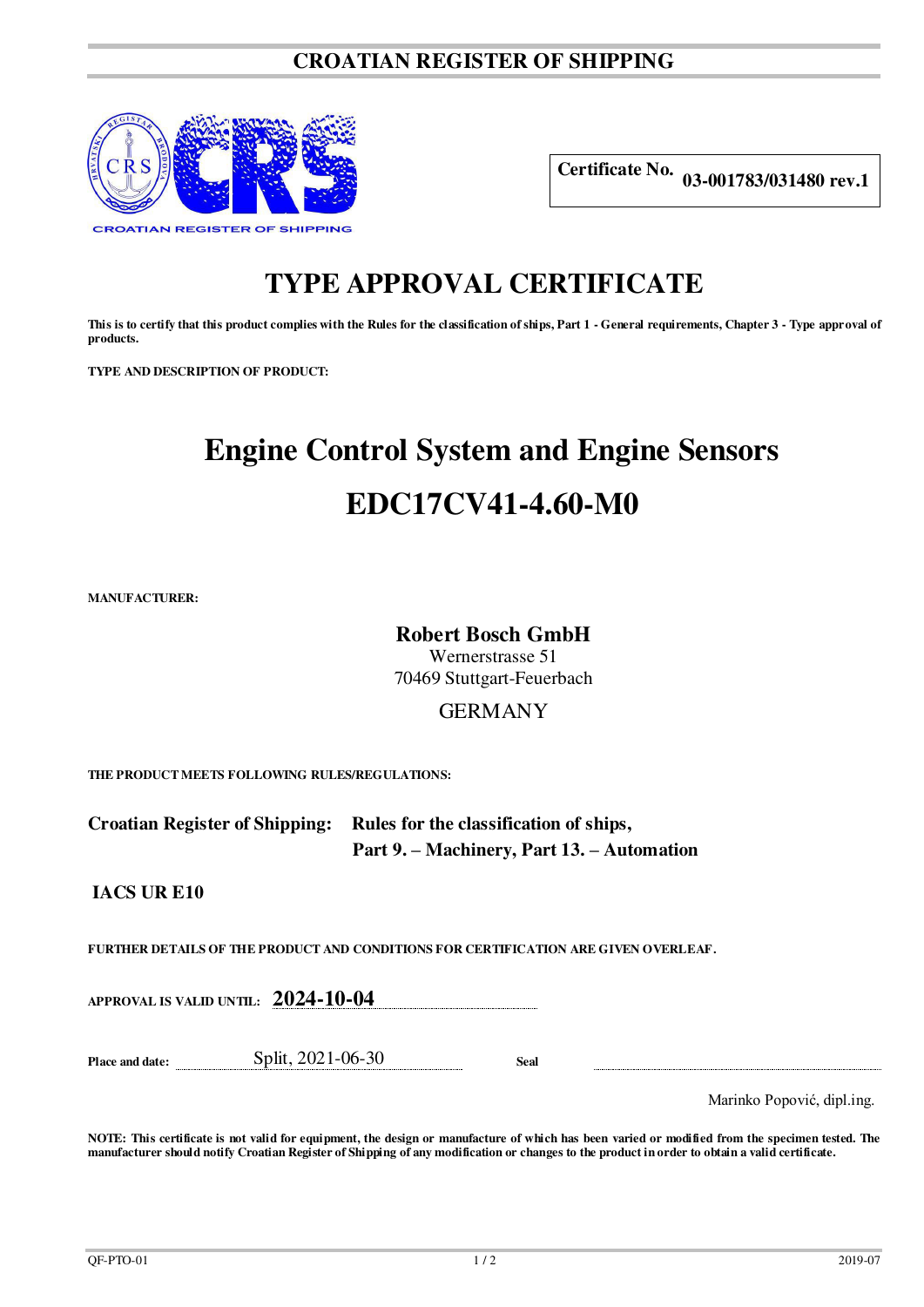**CROATIAN REGISTER OF SHIPPING**

CROATIAN REGISTER OF SHIPPING

**Certificate No.** **03-001783/031480 rev.1**

# TYPE APPROVAL CERTIFICATE

**This is to certify that this product complies with the Rules for the classification of ships, Part 1 - General requirements, Chapter 3 - Type approval of products.**

**TYPE AND DESCRIPTION OF PRODUCT:**

## Engine Control System and Engine Sensors

## EDC17CV41-4.60-M0

**MANUFACTURER:**

**Robert Bosch GmbH**
Wernerstrasse 51
70469 Stuttgart-Feuerbach

GERMANY

**THE PRODUCT MEETS FOLLOWING RULES/REGULATIONS:**

**Croatian Register of Shipping:** **Rules for the classification of ships, Part 9. – Machinery, Part 13. – Automation**

**IACS UR E10**

**FURTHER DETAILS OF THE PRODUCT AND CONDITIONS FOR CERTIFICATION ARE GIVEN OVERLEAF.**

**APPROVAL IS VALID UNTIL:** **2024-10-04**

**Place and date:** Split, 2021-06-30 **Seal**

Marinko Popović, dipl.ing.

**NOTE: This certificate is not valid for equipment, the design or manufacture of which has been varied or modified from the specimen tested. The manufacturer should notify Croatian Register of Shipping of any modification or changes to the product in order to obtain a valid certificate.**

QF-PTO-01 2019-07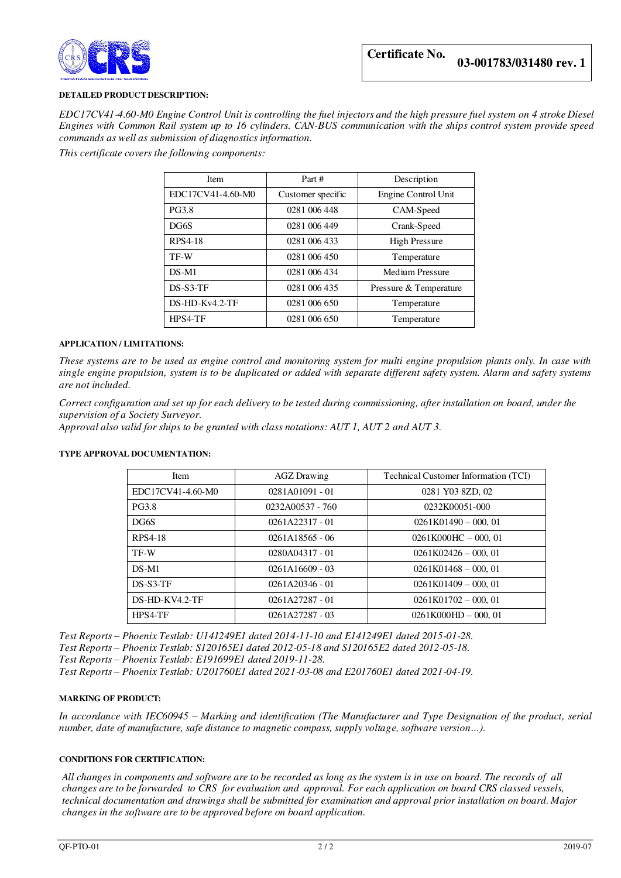**Certificate No. 03-001783/031480 rev. 1**

**DETAILED PRODUCT DESCRIPTION:**

*EDC17CV41-4.60-M0 Engine Control Unit is controlling the fuel injectors and the high pressure fuel system on 4 stroke Diesel Engines with Common Rail system up to 16 cylinders. CAN-BUS communication with the ships control system provide speed commands as well as submission of diagnostics information.*

*This certificate covers the following components:*

| Item | Part # | Description |
|---|---|---|
| EDC17CV41-4.60-M0 | Customer specific | Engine Control Unit |
| PG3.8 | 0281 006 448 | CAM-Speed |
| DG6S | 0281 006 449 | Crank-Speed |
| RPS4-18 | 0281 006 433 | High Pressure |
| TF-W | 0281 006 450 | Temperature |
| DS-M1 | 0281 006 434 | Medium Pressure |
| DS-S3-TF | 0281 006 435 | Pressure & Temperature |
| DS-HD-Kv4.2-TF | 0281 006 650 | Temperature |
| HPS4-TF | 0281 006 650 | Temperature |

**APPLICATION / LIMITATIONS:**

*These systems are to be used as engine control and monitoring system for multi engine propulsion plants only. In case with single engine propulsion, system is to be duplicated or added with separate different safety system. Alarm and safety systems are not included.*

*Correct configuration and set up for each delivery to be tested during commissioning, after installation on board, under the supervision of a Society Surveyor.*
*Approval also valid for ships to be granted with class notations: AUT 1, AUT 2 and AUT 3.*

**TYPE APPROVAL DOCUMENTATION:**

| Item | AGZ Drawing | Technical Customer Information (TCI) |
|---|---|---|
| EDC17CV41-4.60-M0 | 0281A01091 - 01 | 0281 Y03 8ZD, 02 |
| PG3.8 | 0232A00537 - 760 | 0232K00051-000 |
| DG6S | 0261A22317 - 01 | 0261K01490 – 000, 01 |
| RPS4-18 | 0261A18565 - 06 | 0261K000HC – 000, 01 |
| TF-W | 0280A04317 - 01 | 0261K02426 – 000, 01 |
| DS-M1 | 0261A16609 - 03 | 0261K01468 – 000, 01 |
| DS-S3-TF | 0261A20346 - 01 | 0261K01409 – 000, 01 |
| DS-HD-KV4.2-TF | 0261A27287 - 01 | 0261K01702 – 000, 01 |
| HPS4-TF | 0261A27287 - 03 | 0261K000HD – 000, 01 |

*Test Reports – Phoenix Testlab: U141249E1 dated 2014-11-10 and E141249E1 dated 2015-01-28.*
*Test Reports – Phoenix Testlab: S120165E1 dated 2012-05-18 and S120165E2 dated 2012-05-18.*
*Test Reports – Phoenix Testlab: E191699E1 dated 2019-11-28.*
*Test Reports – Phoenix Testlab: U201760E1 dated 2021-03-08 and E201760E1 dated 2021-04-19.*

**MARKING OF PRODUCT:**

*In accordance with IEC60945 – Marking and identification (The Manufacturer and Type Designation of the product, serial number, date of manufacture, safe distance to magnetic compass, supply voltage, software version…).*

**CONDITIONS FOR CERTIFICATION:**

*All changes in components and software are to be recorded as long as the system is in use on board. The records of all changes are to be forwarded to CRS for evaluation and approval. For each application on board CRS classed vessels, technical documentation and drawings shall be submitted for examination and approval prior installation on board. Major changes in the software are to be approved before on board application.*

QF-PTO-01 2019-07